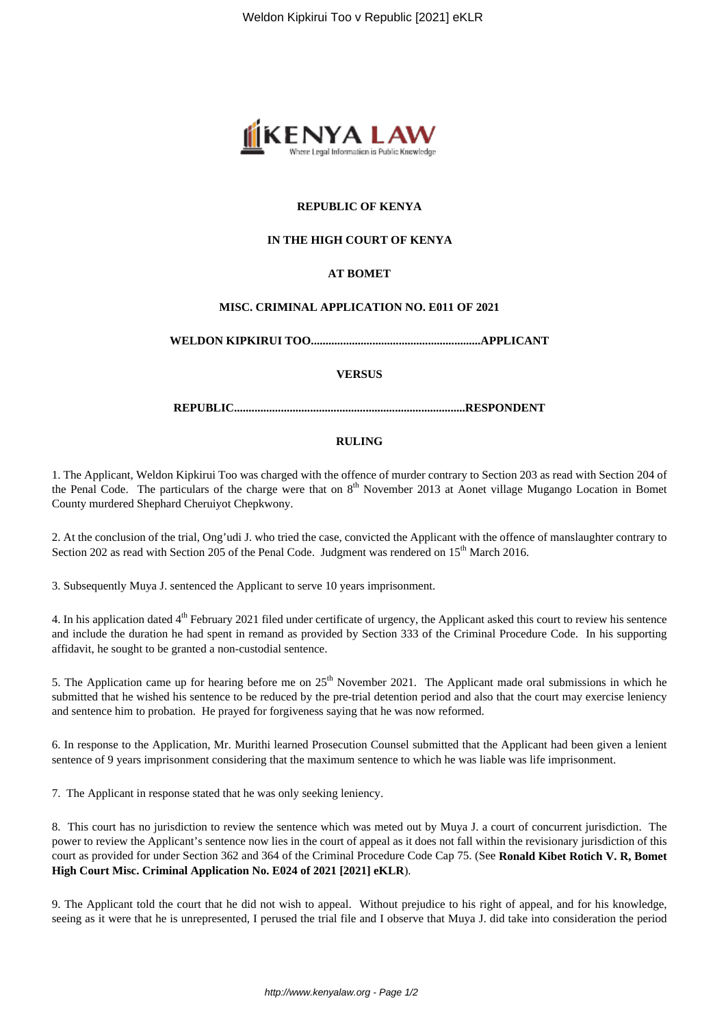**REPUBLIC OF KENYA**

**IN THE HIGH COURT OF KENYA**

**AT BOMET**

**MISC. CRIMINAL APPLICATION NO. E011 OF 2021**

**WELDON KIPKIRUI TOO...........................................................APPLICANT**

**VERSUS**

**REPUBLIC...............................................................................RESPONDENT**

**RULING**

1. The Applicant, Weldon Kipkirui Too was charged with the offence of murder contrary to Section 203 as read with Section 204 of the Penal Code. The particulars of the charge were that on 8th November 2013 at Aonet village Mugango Location in Bomet County murdered Shephard Cheruiyot Chepkwony.

2. At the conclusion of the trial, Ong'udi J. who tried the case, convicted the Applicant with the offence of manslaughter contrary to Section 202 as read with Section 205 of the Penal Code. Judgment was rendered on 15th March 2016.

3. Subsequently Muya J. sentenced the Applicant to serve 10 years imprisonment.

4. In his application dated 4th February 2021 filed under certificate of urgency, the Applicant asked this court to review his sentence and include the duration he had spent in remand as provided by Section 333 of the Criminal Procedure Code. In his supporting affidavit, he sought to be granted a non-custodial sentence.

5. The Application came up for hearing before me on 25th November 2021. The Applicant made oral submissions in which he submitted that he wished his sentence to be reduced by the pre-trial detention period and also that the court may exercise leniency and sentence him to probation. He prayed for forgiveness saying that he was now reformed.

6. In response to the Application, Mr. Murithi learned Prosecution Counsel submitted that the Applicant had been given a lenient sentence of 9 years imprisonment considering that the maximum sentence to which he was liable was life imprisonment.

7. The Applicant in response stated that he was only seeking leniency.

8. This court has no jurisdiction to review the sentence which was meted out by Muya J. a court of concurrent jurisdiction. The power to review the Applicant's sentence now lies in the court of appeal as it does not fall within the revisionary jurisdiction of this court as provided for under Section 362 and 364 of the Criminal Procedure Code Cap 75. (See **Ronald Kibet Rotich V. R, Bomet High Court Misc. Criminal Application No. E024 of 2021 [2021] eKLR**).

9. The Applicant told the court that he did not wish to appeal. Without prejudice to his right of appeal, and for his knowledge, seeing as it were that he is unrepresented, I perused the trial file and I observe that Muya J. did take into consideration the period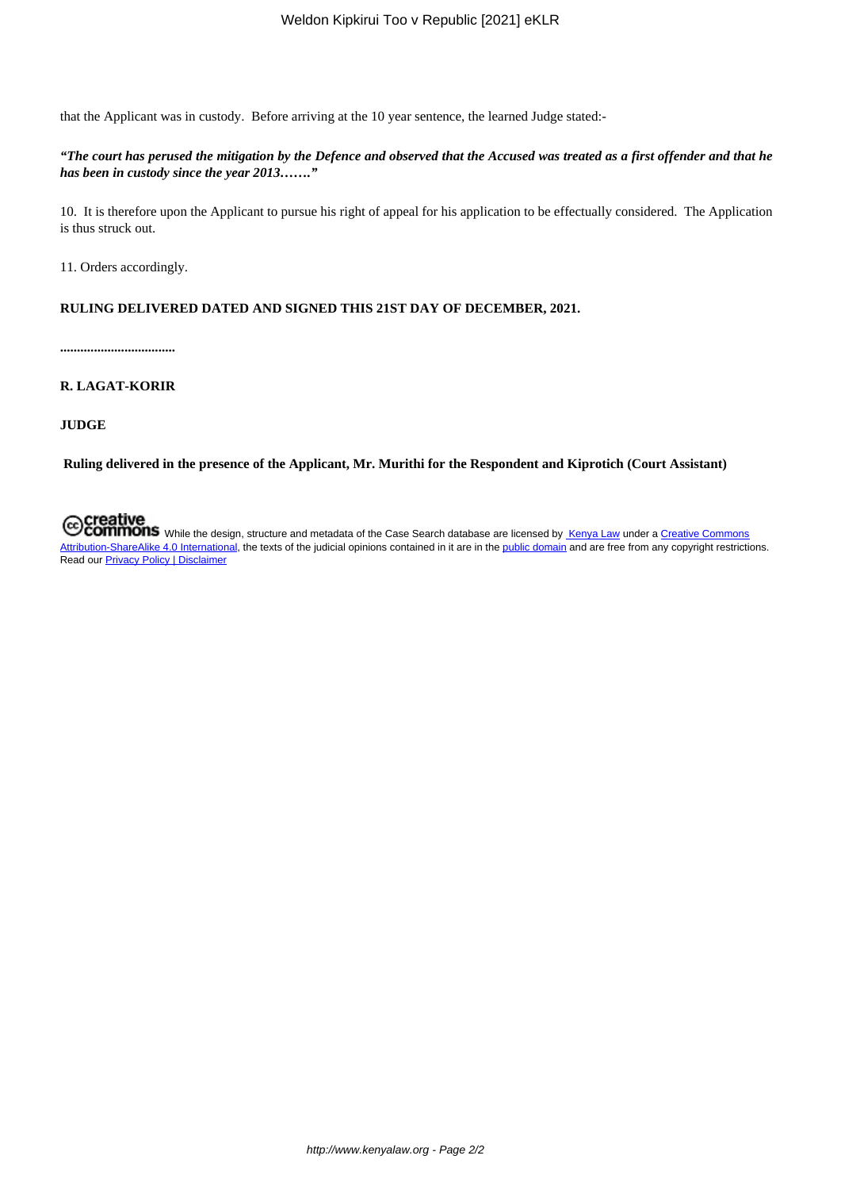that the Applicant was in custody. Before arriving at the 10 year sentence, the learned Judge stated:-

***"The court has perused the mitigation by the Defence and observed that the Accused was treated as a first offender and that he has been in custody since the year 2013……."***

10. It is therefore upon the Applicant to pursue his right of appeal for his application to be effectually considered. The Application is thus struck out.

11. Orders accordingly.

**RULING DELIVERED DATED AND SIGNED THIS 21ST DAY OF DECEMBER, 2021.**

**.................................**

**R. LAGAT-KORIR**

**JUDGE**

**Ruling delivered in the presence of the Applicant, Mr. Murithi for the Respondent and Kiprotich (Court Assistant)**

creative commons While the design, structure and metadata of the Case Search database are licensed by Kenya Law under a Creative Commons Attribution-ShareAlike 4.0 International, the texts of the judicial opinions contained in it are in the public domain and are free from any copyright restrictions. Read our Privacy Policy | Disclaimer